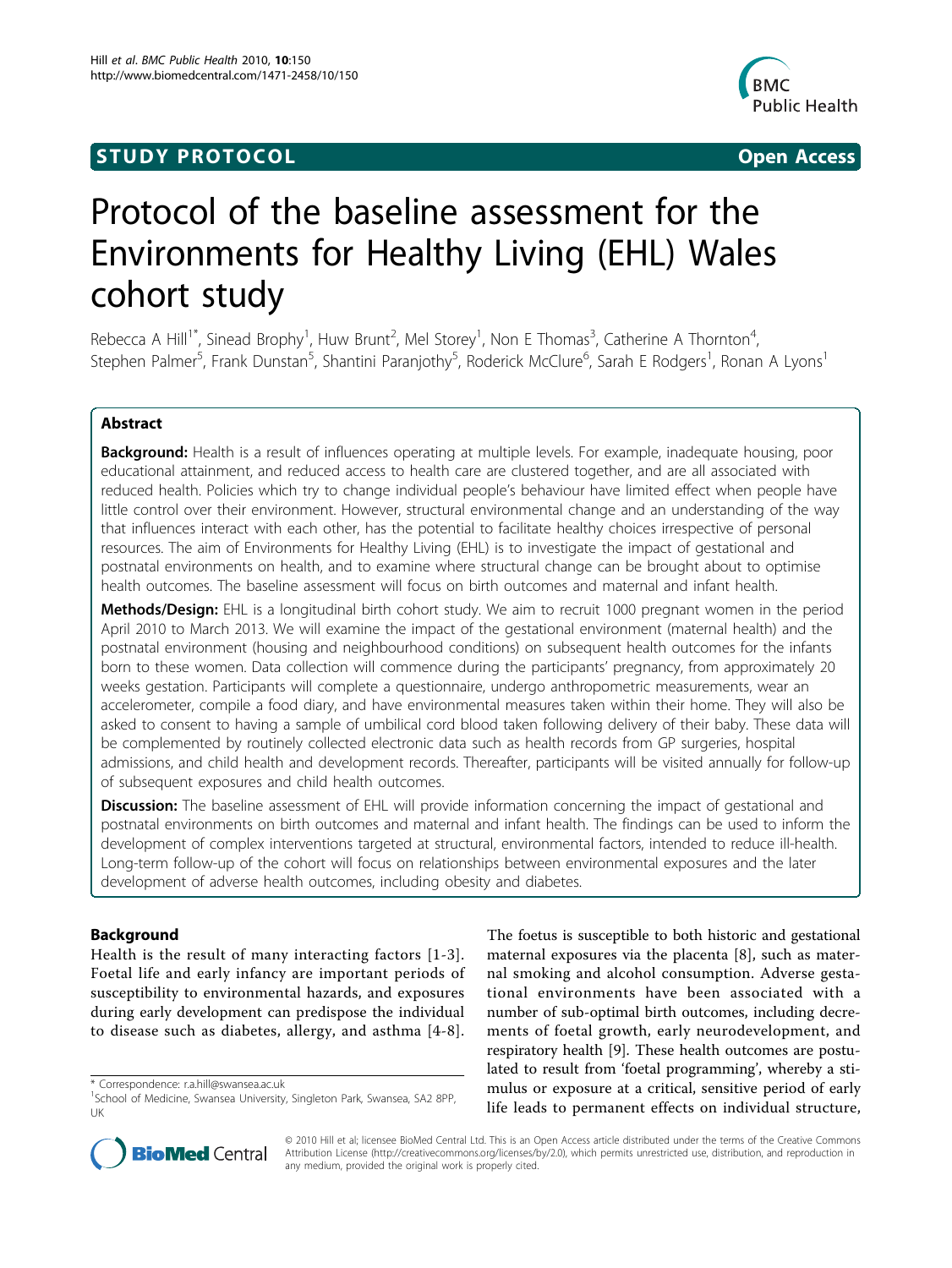STUDY PROTOCOL Open Access

# Protocol of the baseline assessment for the Environments for Healthy Living (EHL) Wales cohort study

Rebecca A Hill[1*], Sinead Brophy[1], Huw Brunt[2], Mel Storey[1], Non E Thomas[3], Catherine A Thornton[4], Stephen Palmer[5], Frank Dunstan[5], Shantini Paranjothy[5], Roderick McClure[6], Sarah E Rodgers[1], Ronan A Lyons[1]

## Abstract

**Background:** Health is a result of influences operating at multiple levels. For example, inadequate housing, poor educational attainment, and reduced access to health care are clustered together, and are all associated with reduced health. Policies which try to change individual people's behaviour have limited effect when people have little control over their environment. However, structural environmental change and an understanding of the way that influences interact with each other, has the potential to facilitate healthy choices irrespective of personal resources. The aim of Environments for Healthy Living (EHL) is to investigate the impact of gestational and postnatal environments on health, and to examine where structural change can be brought about to optimise health outcomes. The baseline assessment will focus on birth outcomes and maternal and infant health.

**Methods/Design:** EHL is a longitudinal birth cohort study. We aim to recruit 1000 pregnant women in the period April 2010 to March 2013. We will examine the impact of the gestational environment (maternal health) and the postnatal environment (housing and neighbourhood conditions) on subsequent health outcomes for the infants born to these women. Data collection will commence during the participants' pregnancy, from approximately 20 weeks gestation. Participants will complete a questionnaire, undergo anthropometric measurements, wear an accelerometer, compile a food diary, and have environmental measures taken within their home. They will also be asked to consent to having a sample of umbilical cord blood taken following delivery of their baby. These data will be complemented by routinely collected electronic data such as health records from GP surgeries, hospital admissions, and child health and development records. Thereafter, participants will be visited annually for follow-up of subsequent exposures and child health outcomes.

**Discussion:** The baseline assessment of EHL will provide information concerning the impact of gestational and postnatal environments on birth outcomes and maternal and infant health. The findings can be used to inform the development of complex interventions targeted at structural, environmental factors, intended to reduce ill-health. Long-term follow-up of the cohort will focus on relationships between environmental exposures and the later development of adverse health outcomes, including obesity and diabetes.

## Background

Health is the result of many interacting factors [1-3]. Foetal life and early infancy are important periods of susceptibility to environmental hazards, and exposures during early development can predispose the individual to disease such as diabetes, allergy, and asthma [4-8]. The foetus is susceptible to both historic and gestational maternal exposures via the placenta [8], such as maternal smoking and alcohol consumption. Adverse gestational environments have been associated with a number of sub-optimal birth outcomes, including decrements of foetal growth, early neurodevelopment, and respiratory health [9]. These health outcomes are postulated to result from 'foetal programming', whereby a stimulus or exposure at a critical, sensitive period of early life leads to permanent effects on individual structure,

\* Correspondence: r.a.hill@swansea.ac.uk
[1]School of Medicine, Swansea University, Singleton Park, Swansea, SA2 8PP, UK

© 2010 Hill et al; licensee BioMed Central Ltd. This is an Open Access article distributed under the terms of the Creative Commons Attribution License (http://creativecommons.org/licenses/by/2.0), which permits unrestricted use, distribution, and reproduction in any medium, provided the original work is properly cited.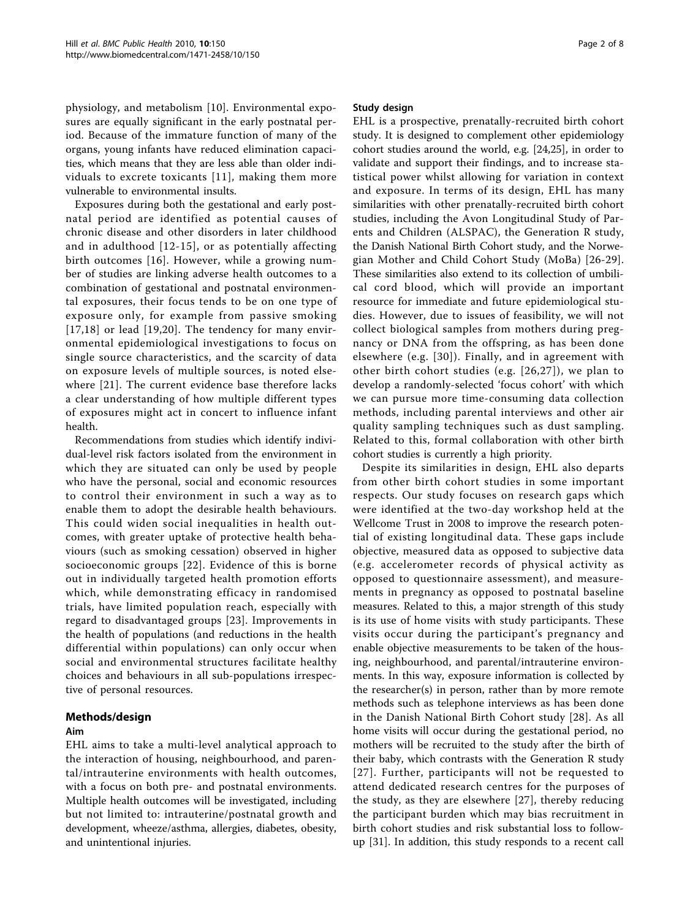physiology, and metabolism [10]. Environmental exposures are equally significant in the early postnatal period. Because of the immature function of many of the organs, young infants have reduced elimination capacities, which means that they are less able than older individuals to excrete toxicants [11], making them more vulnerable to environmental insults.

Exposures during both the gestational and early postnatal period are identified as potential causes of chronic disease and other disorders in later childhood and in adulthood [12-15], or as potentially affecting birth outcomes [16]. However, while a growing number of studies are linking adverse health outcomes to a combination of gestational and postnatal environmental exposures, their focus tends to be on one type of exposure only, for example from passive smoking [17,18] or lead [19,20]. The tendency for many environmental epidemiological investigations to focus on single source characteristics, and the scarcity of data on exposure levels of multiple sources, is noted elsewhere [21]. The current evidence base therefore lacks a clear understanding of how multiple different types of exposures might act in concert to influence infant health.

Recommendations from studies which identify individual-level risk factors isolated from the environment in which they are situated can only be used by people who have the personal, social and economic resources to control their environment in such a way as to enable them to adopt the desirable health behaviours. This could widen social inequalities in health outcomes, with greater uptake of protective health behaviours (such as smoking cessation) observed in higher socioeconomic groups [22]. Evidence of this is borne out in individually targeted health promotion efforts which, while demonstrating efficacy in randomised trials, have limited population reach, especially with regard to disadvantaged groups [23]. Improvements in the health of populations (and reductions in the health differential within populations) can only occur when social and environmental structures facilitate healthy choices and behaviours in all sub-populations irrespective of personal resources.

## Methods/design

### Aim

EHL aims to take a multi-level analytical approach to the interaction of housing, neighbourhood, and parental/intrauterine environments with health outcomes, with a focus on both pre- and postnatal environments. Multiple health outcomes will be investigated, including but not limited to: intrauterine/postnatal growth and development, wheeze/asthma, allergies, diabetes, obesity, and unintentional injuries.

### Study design

EHL is a prospective, prenatally-recruited birth cohort study. It is designed to complement other epidemiology cohort studies around the world, e.g. [24,25], in order to validate and support their findings, and to increase statistical power whilst allowing for variation in context and exposure. In terms of its design, EHL has many similarities with other prenatally-recruited birth cohort studies, including the Avon Longitudinal Study of Parents and Children (ALSPAC), the Generation R study, the Danish National Birth Cohort study, and the Norwegian Mother and Child Cohort Study (MoBa) [26-29]. These similarities also extend to its collection of umbilical cord blood, which will provide an important resource for immediate and future epidemiological studies. However, due to issues of feasibility, we will not collect biological samples from mothers during pregnancy or DNA from the offspring, as has been done elsewhere (e.g. [30]). Finally, and in agreement with other birth cohort studies (e.g. [26,27]), we plan to develop a randomly-selected 'focus cohort' with which we can pursue more time-consuming data collection methods, including parental interviews and other air quality sampling techniques such as dust sampling. Related to this, formal collaboration with other birth cohort studies is currently a high priority.

Despite its similarities in design, EHL also departs from other birth cohort studies in some important respects. Our study focuses on research gaps which were identified at the two-day workshop held at the Wellcome Trust in 2008 to improve the research potential of existing longitudinal data. These gaps include objective, measured data as opposed to subjective data (e.g. accelerometer records of physical activity as opposed to questionnaire assessment), and measurements in pregnancy as opposed to postnatal baseline measures. Related to this, a major strength of this study is its use of home visits with study participants. These visits occur during the participant's pregnancy and enable objective measurements to be taken of the housing, neighbourhood, and parental/intrauterine environments. In this way, exposure information is collected by the researcher(s) in person, rather than by more remote methods such as telephone interviews as has been done in the Danish National Birth Cohort study [28]. As all home visits will occur during the gestational period, no mothers will be recruited to the study after the birth of their baby, which contrasts with the Generation R study [27]. Further, participants will not be requested to attend dedicated research centres for the purposes of the study, as they are elsewhere [27], thereby reducing the participant burden which may bias recruitment in birth cohort studies and risk substantial loss to follow-up [31]. In addition, this study responds to a recent call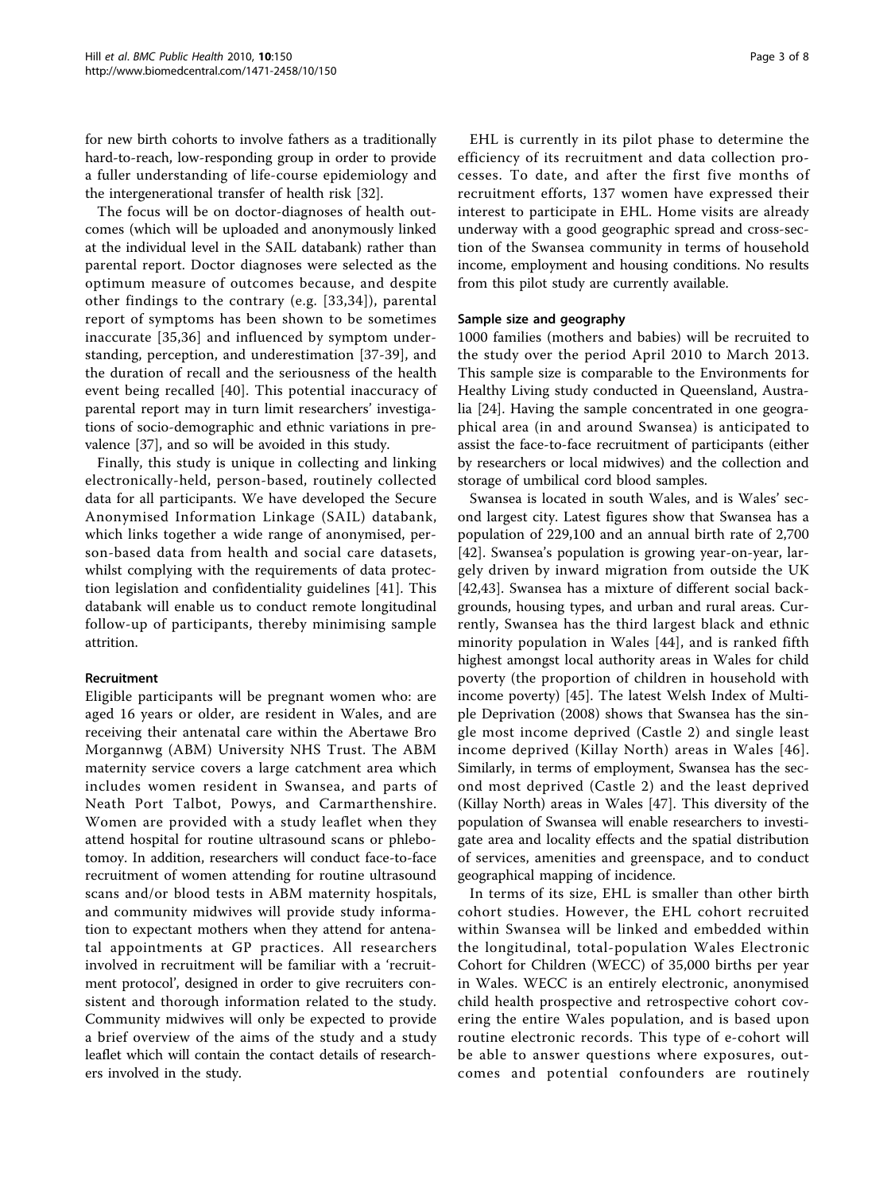for new birth cohorts to involve fathers as a traditionally hard-to-reach, low-responding group in order to provide a fuller understanding of life-course epidemiology and the intergenerational transfer of health risk [32].

The focus will be on doctor-diagnoses of health outcomes (which will be uploaded and anonymously linked at the individual level in the SAIL databank) rather than parental report. Doctor diagnoses were selected as the optimum measure of outcomes because, and despite other findings to the contrary (e.g. [33,34]), parental report of symptoms has been shown to be sometimes inaccurate [35,36] and influenced by symptom understanding, perception, and underestimation [37-39], and the duration of recall and the seriousness of the health event being recalled [40]. This potential inaccuracy of parental report may in turn limit researchers' investigations of socio-demographic and ethnic variations in prevalence [37], and so will be avoided in this study.

Finally, this study is unique in collecting and linking electronically-held, person-based, routinely collected data for all participants. We have developed the Secure Anonymised Information Linkage (SAIL) databank, which links together a wide range of anonymised, person-based data from health and social care datasets, whilst complying with the requirements of data protection legislation and confidentiality guidelines [41]. This databank will enable us to conduct remote longitudinal follow-up of participants, thereby minimising sample attrition.

### Recruitment

Eligible participants will be pregnant women who: are aged 16 years or older, are resident in Wales, and are receiving their antenatal care within the Abertawe Bro Morgannwg (ABM) University NHS Trust. The ABM maternity service covers a large catchment area which includes women resident in Swansea, and parts of Neath Port Talbot, Powys, and Carmarthenshire. Women are provided with a study leaflet when they attend hospital for routine ultrasound scans or phlebotomoy. In addition, researchers will conduct face-to-face recruitment of women attending for routine ultrasound scans and/or blood tests in ABM maternity hospitals, and community midwives will provide study information to expectant mothers when they attend for antenatal appointments at GP practices. All researchers involved in recruitment will be familiar with a 'recruitment protocol', designed in order to give recruiters consistent and thorough information related to the study. Community midwives will only be expected to provide a brief overview of the aims of the study and a study leaflet which will contain the contact details of researchers involved in the study.

EHL is currently in its pilot phase to determine the efficiency of its recruitment and data collection processes. To date, and after the first five months of recruitment efforts, 137 women have expressed their interest to participate in EHL. Home visits are already underway with a good geographic spread and cross-section of the Swansea community in terms of household income, employment and housing conditions. No results from this pilot study are currently available.

### Sample size and geography

1000 families (mothers and babies) will be recruited to the study over the period April 2010 to March 2013. This sample size is comparable to the Environments for Healthy Living study conducted in Queensland, Australia [24]. Having the sample concentrated in one geographical area (in and around Swansea) is anticipated to assist the face-to-face recruitment of participants (either by researchers or local midwives) and the collection and storage of umbilical cord blood samples.

Swansea is located in south Wales, and is Wales' second largest city. Latest figures show that Swansea has a population of 229,100 and an annual birth rate of 2,700 [42]. Swansea's population is growing year-on-year, largely driven by inward migration from outside the UK [42,43]. Swansea has a mixture of different social backgrounds, housing types, and urban and rural areas. Currently, Swansea has the third largest black and ethnic minority population in Wales [44], and is ranked fifth highest amongst local authority areas in Wales for child poverty (the proportion of children in household with income poverty) [45]. The latest Welsh Index of Multiple Deprivation (2008) shows that Swansea has the single most income deprived (Castle 2) and single least income deprived (Killay North) areas in Wales [46]. Similarly, in terms of employment, Swansea has the second most deprived (Castle 2) and the least deprived (Killay North) areas in Wales [47]. This diversity of the population of Swansea will enable researchers to investigate area and locality effects and the spatial distribution of services, amenities and greenspace, and to conduct geographical mapping of incidence.

In terms of its size, EHL is smaller than other birth cohort studies. However, the EHL cohort recruited within Swansea will be linked and embedded within the longitudinal, total-population Wales Electronic Cohort for Children (WECC) of 35,000 births per year in Wales. WECC is an entirely electronic, anonymised child health prospective and retrospective cohort covering the entire Wales population, and is based upon routine electronic records. This type of e-cohort will be able to answer questions where exposures, outcomes and potential confounders are routinely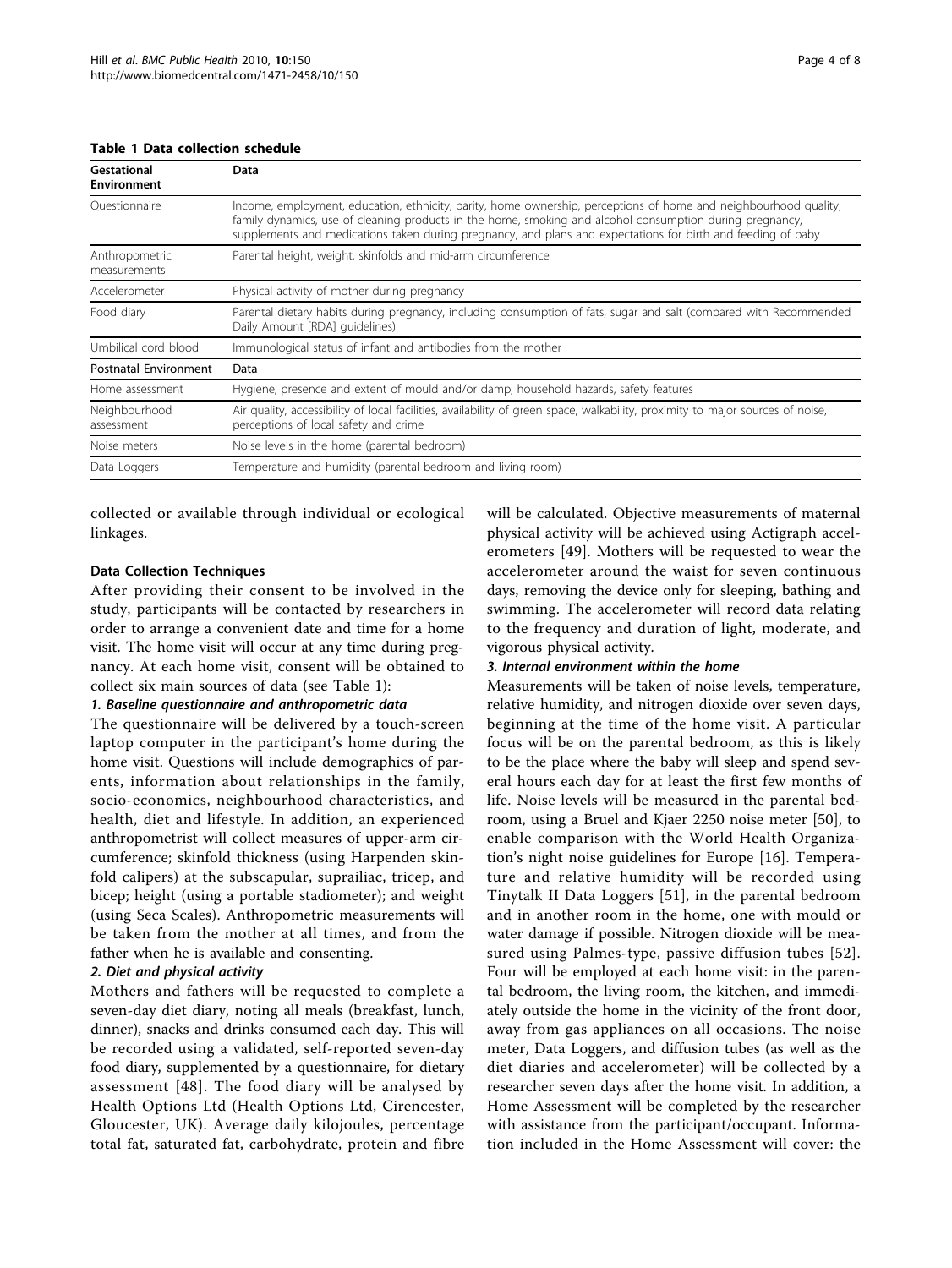**Table 1 Data collection schedule**

| Gestational Environment | Data |
|---|---|
| Questionnaire | Income, employment, education, ethnicity, parity, home ownership, perceptions of home and neighbourhood quality, family dynamics, use of cleaning products in the home, smoking and alcohol consumption during pregnancy, supplements and medications taken during pregnancy, and plans and expectations for birth and feeding of baby |
| Anthropometric measurements | Parental height, weight, skinfolds and mid-arm circumference |
| Accelerometer | Physical activity of mother during pregnancy |
| Food diary | Parental dietary habits during pregnancy, including consumption of fats, sugar and salt (compared with Recommended Daily Amount [RDA] guidelines) |
| Umbilical cord blood | Immunological status of infant and antibodies from the mother |
| **Postnatal Environment** | **Data** |
| Home assessment | Hygiene, presence and extent of mould and/or damp, household hazards, safety features |
| Neighbourhood assessment | Air quality, accessibility of local facilities, availability of green space, walkability, proximity to major sources of noise, perceptions of local safety and crime |
| Noise meters | Noise levels in the home (parental bedroom) |
| Data Loggers | Temperature and humidity (parental bedroom and living room) |

collected or available through individual or ecological linkages.

### Data Collection Techniques

After providing their consent to be involved in the study, participants will be contacted by researchers in order to arrange a convenient date and time for a home visit. The home visit will occur at any time during pregnancy. At each home visit, consent will be obtained to collect six main sources of data (see Table 1):

#### *1. Baseline questionnaire and anthropometric data*

The questionnaire will be delivered by a touch-screen laptop computer in the participant's home during the home visit. Questions will include demographics of parents, information about relationships in the family, socio-economics, neighbourhood characteristics, and health, diet and lifestyle. In addition, an experienced anthropometrist will collect measures of upper-arm circumference; skinfold thickness (using Harpenden skinfold calipers) at the subscapular, suprailiac, tricep, and bicep; height (using a portable stadiometer); and weight (using Seca Scales). Anthropometric measurements will be taken from the mother at all times, and from the father when he is available and consenting.

#### *2. Diet and physical activity*

Mothers and fathers will be requested to complete a seven-day diet diary, noting all meals (breakfast, lunch, dinner), snacks and drinks consumed each day. This will be recorded using a validated, self-reported seven-day food diary, supplemented by a questionnaire, for dietary assessment [48]. The food diary will be analysed by Health Options Ltd (Health Options Ltd, Cirencester, Gloucester, UK). Average daily kilojoules, percentage total fat, saturated fat, carbohydrate, protein and fibre will be calculated. Objective measurements of maternal physical activity will be achieved using Actigraph accelerometers [49]. Mothers will be requested to wear the accelerometer around the waist for seven continuous days, removing the device only for sleeping, bathing and swimming. The accelerometer will record data relating to the frequency and duration of light, moderate, and vigorous physical activity.

#### *3. Internal environment within the home*

Measurements will be taken of noise levels, temperature, relative humidity, and nitrogen dioxide over seven days, beginning at the time of the home visit. A particular focus will be on the parental bedroom, as this is likely to be the place where the baby will sleep and spend several hours each day for at least the first few months of life. Noise levels will be measured in the parental bedroom, using a Bruel and Kjaer 2250 noise meter [50], to enable comparison with the World Health Organization's night noise guidelines for Europe [16]. Temperature and relative humidity will be recorded using Tinytalk II Data Loggers [51], in the parental bedroom and in another room in the home, one with mould or water damage if possible. Nitrogen dioxide will be measured using Palmes-type, passive diffusion tubes [52]. Four will be employed at each home visit: in the parental bedroom, the living room, the kitchen, and immediately outside the home in the vicinity of the front door, away from gas appliances on all occasions. The noise meter, Data Loggers, and diffusion tubes (as well as the diet diaries and accelerometer) will be collected by a researcher seven days after the home visit. In addition, a Home Assessment will be completed by the researcher with assistance from the participant/occupant. Information included in the Home Assessment will cover: the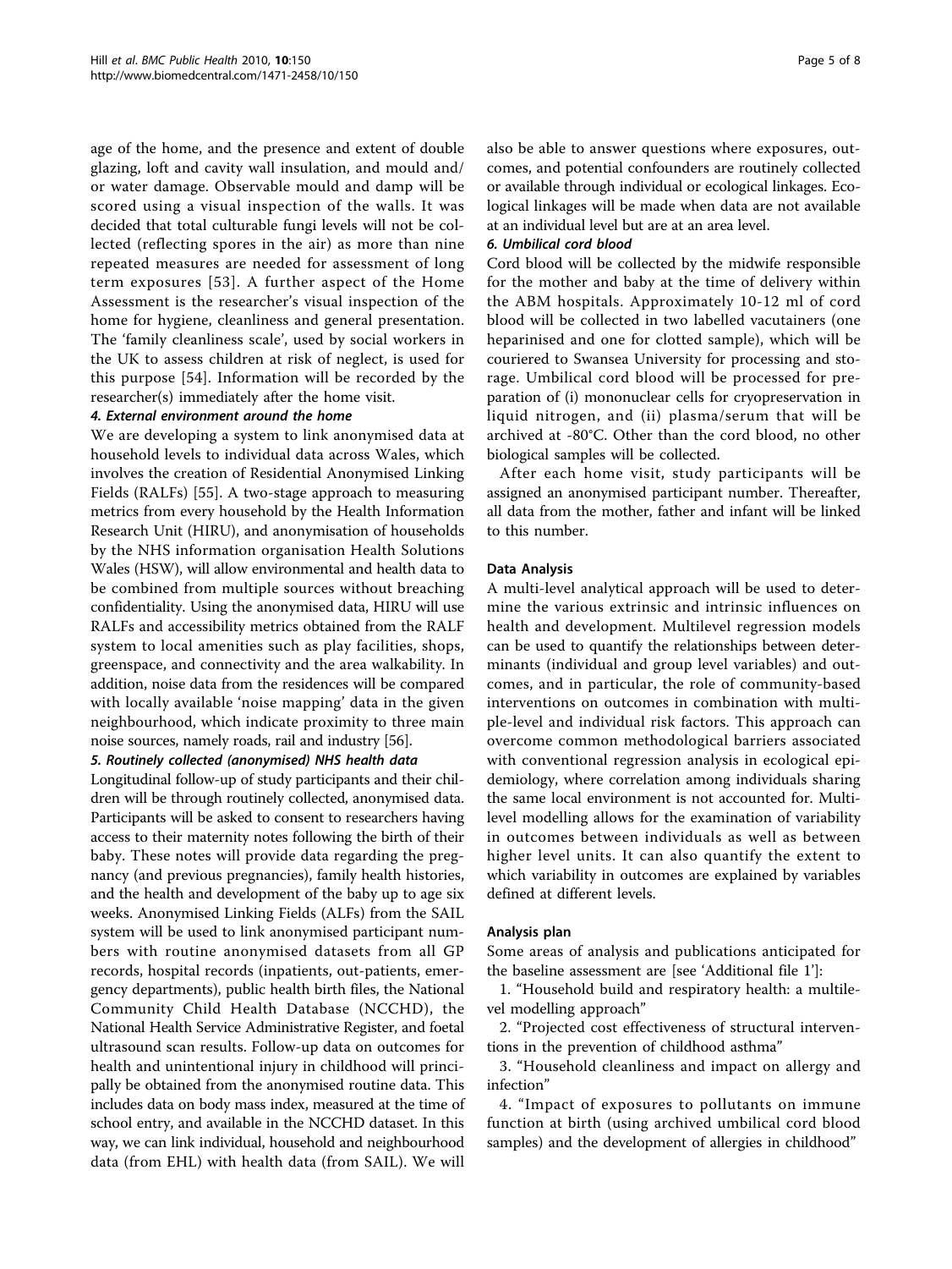age of the home, and the presence and extent of double glazing, loft and cavity wall insulation, and mould and/or water damage. Observable mould and damp will be scored using a visual inspection of the walls. It was decided that total culturable fungi levels will not be collected (reflecting spores in the air) as more than nine repeated measures are needed for assessment of long term exposures [53]. A further aspect of the Home Assessment is the researcher's visual inspection of the home for hygiene, cleanliness and general presentation. The 'family cleanliness scale', used by social workers in the UK to assess children at risk of neglect, is used for this purpose [54]. Information will be recorded by the researcher(s) immediately after the home visit.

#### *4. External environment around the home*

We are developing a system to link anonymised data at household levels to individual data across Wales, which involves the creation of Residential Anonymised Linking Fields (RALFs) [55]. A two-stage approach to measuring metrics from every household by the Health Information Research Unit (HIRU), and anonymisation of households by the NHS information organisation Health Solutions Wales (HSW), will allow environmental and health data to be combined from multiple sources without breaching confidentiality. Using the anonymised data, HIRU will use RALFs and accessibility metrics obtained from the RALF system to local amenities such as play facilities, shops, greenspace, and connectivity and the area walkability. In addition, noise data from the residences will be compared with locally available 'noise mapping' data in the given neighbourhood, which indicate proximity to three main noise sources, namely roads, rail and industry [56].

#### *5. Routinely collected (anonymised) NHS health data*

Longitudinal follow-up of study participants and their children will be through routinely collected, anonymised data. Participants will be asked to consent to researchers having access to their maternity notes following the birth of their baby. These notes will provide data regarding the pregnancy (and previous pregnancies), family health histories, and the health and development of the baby up to age six weeks. Anonymised Linking Fields (ALFs) from the SAIL system will be used to link anonymised participant numbers with routine anonymised datasets from all GP records, hospital records (inpatients, out-patients, emergency departments), public health birth files, the National Community Child Health Database (NCCHD), the National Health Service Administrative Register, and foetal ultrasound scan results. Follow-up data on outcomes for health and unintentional injury in childhood will principally be obtained from the anonymised routine data. This includes data on body mass index, measured at the time of school entry, and available in the NCCHD dataset. In this way, we can link individual, household and neighbourhood data (from EHL) with health data (from SAIL). We will also be able to answer questions where exposures, outcomes, and potential confounders are routinely collected or available through individual or ecological linkages. Ecological linkages will be made when data are not available at an individual level but are at an area level.

#### *6. Umbilical cord blood*

Cord blood will be collected by the midwife responsible for the mother and baby at the time of delivery within the ABM hospitals. Approximately 10-12 ml of cord blood will be collected in two labelled vacutainers (one heparinised and one for clotted sample), which will be couriered to Swansea University for processing and storage. Umbilical cord blood will be processed for preparation of (i) mononuclear cells for cryopreservation in liquid nitrogen, and (ii) plasma/serum that will be archived at -80°C. Other than the cord blood, no other biological samples will be collected.

After each home visit, study participants will be assigned an anonymised participant number. Thereafter, all data from the mother, father and infant will be linked to this number.

### Data Analysis

A multi-level analytical approach will be used to determine the various extrinsic and intrinsic influences on health and development. Multilevel regression models can be used to quantify the relationships between determinants (individual and group level variables) and outcomes, and in particular, the role of community-based interventions on outcomes in combination with multiple-level and individual risk factors. This approach can overcome common methodological barriers associated with conventional regression analysis in ecological epidemiology, where correlation among individuals sharing the same local environment is not accounted for. Multilevel modelling allows for the examination of variability in outcomes between individuals as well as between higher level units. It can also quantify the extent to which variability in outcomes are explained by variables defined at different levels.

### Analysis plan

Some areas of analysis and publications anticipated for the baseline assessment are [see 'Additional file 1']:

1. "Household build and respiratory health: a multilevel modelling approach"
2. "Projected cost effectiveness of structural interventions in the prevention of childhood asthma"
3. "Household cleanliness and impact on allergy and infection"
4. "Impact of exposures to pollutants on immune function at birth (using archived umbilical cord blood samples) and the development of allergies in childhood"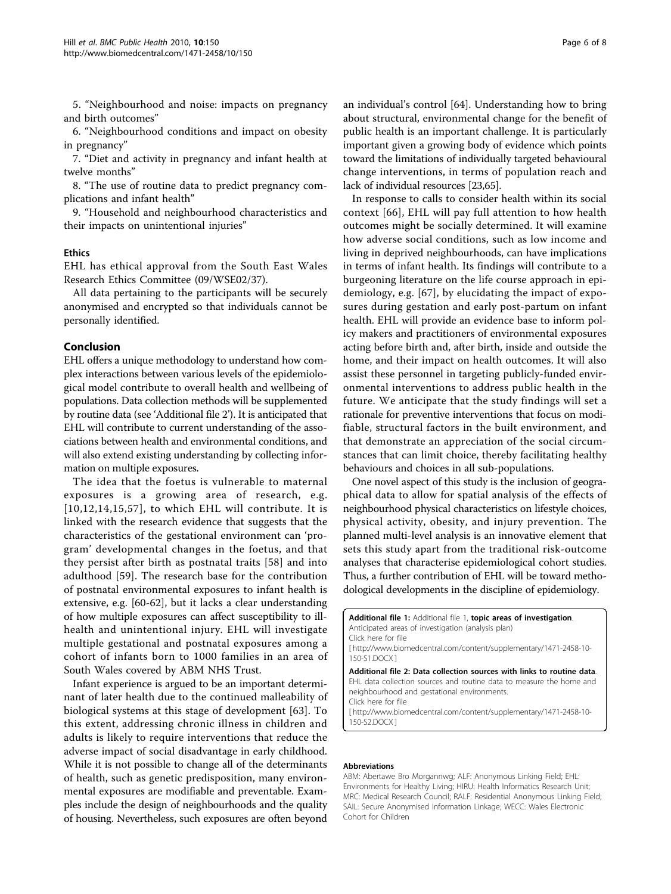5. "Neighbourhood and noise: impacts on pregnancy and birth outcomes"

6. "Neighbourhood conditions and impact on obesity in pregnancy"

7. "Diet and activity in pregnancy and infant health at twelve months"

8. "The use of routine data to predict pregnancy complications and infant health"

9. "Household and neighbourhood characteristics and their impacts on unintentional injuries"

### Ethics

EHL has ethical approval from the South East Wales Research Ethics Committee (09/WSE02/37).

All data pertaining to the participants will be securely anonymised and encrypted so that individuals cannot be personally identified.

## Conclusion

EHL offers a unique methodology to understand how complex interactions between various levels of the epidemiological model contribute to overall health and wellbeing of populations. Data collection methods will be supplemented by routine data (see 'Additional file 2'). It is anticipated that EHL will contribute to current understanding of the associations between health and environmental conditions, and will also extend existing understanding by collecting information on multiple exposures.

The idea that the foetus is vulnerable to maternal exposures is a growing area of research, e.g. [10,12,14,15,57], to which EHL will contribute. It is linked with the research evidence that suggests that the characteristics of the gestational environment can 'program' developmental changes in the foetus, and that they persist after birth as postnatal traits [58] and into adulthood [59]. The research base for the contribution of postnatal environmental exposures to infant health is extensive, e.g. [60-62], but it lacks a clear understanding of how multiple exposures can affect susceptibility to ill-health and unintentional injury. EHL will investigate multiple gestational and postnatal exposures among a cohort of infants born to 1000 families in an area of South Wales covered by ABM NHS Trust.

Infant experience is argued to be an important determinant of later health due to the continued malleability of biological systems at this stage of development [63]. To this extent, addressing chronic illness in children and adults is likely to require interventions that reduce the adverse impact of social disadvantage in early childhood. While it is not possible to change all of the determinants of health, such as genetic predisposition, many environmental exposures are modifiable and preventable. Examples include the design of neighbourhoods and the quality of housing. Nevertheless, such exposures are often beyond an individual's control [64]. Understanding how to bring about structural, environmental change for the benefit of public health is an important challenge. It is particularly important given a growing body of evidence which points toward the limitations of individually targeted behavioural change interventions, in terms of population reach and lack of individual resources [23,65].

In response to calls to consider health within its social context [66], EHL will pay full attention to how health outcomes might be socially determined. It will examine how adverse social conditions, such as low income and living in deprived neighbourhoods, can have implications in terms of infant health. Its findings will contribute to a burgeoning literature on the life course approach in epidemiology, e.g. [67], by elucidating the impact of exposures during gestation and early post-partum on infant health. EHL will provide an evidence base to inform policy makers and practitioners of environmental exposures acting before birth and, after birth, inside and outside the home, and their impact on health outcomes. It will also assist these personnel in targeting publicly-funded environmental interventions to address public health in the future. We anticipate that the study findings will set a rationale for preventive interventions that focus on modifiable, structural factors in the built environment, and that demonstrate an appreciation of the social circumstances that can limit choice, thereby facilitating healthy behaviours and choices in all sub-populations.

One novel aspect of this study is the inclusion of geographical data to allow for spatial analysis of the effects of neighbourhood physical characteristics on lifestyle choices, physical activity, obesity, and injury prevention. The planned multi-level analysis is an innovative element that sets this study apart from the traditional risk-outcome analyses that characterise epidemiological cohort studies. Thus, a further contribution of EHL will be toward methodological developments in the discipline of epidemiology.

**Additional file 1:** Additional file 1, **topic areas of investigation**. Anticipated areas of investigation (analysis plan)
Click here for file
[ http://www.biomedcentral.com/content/supplementary/1471-2458-10-150-S1.DOCX ]

**Additional file 2: Data collection sources with links to routine data**. EHL data collection sources and routine data to measure the home and neighbourhood and gestational environments.
Click here for file
[ http://www.biomedcentral.com/content/supplementary/1471-2458-10-150-S2.DOCX ]

#### Abbreviations

ABM: Abertawe Bro Morgannwg; ALF: Anonymous Linking Field; EHL: Environments for Healthy Living; HIRU: Health Informatics Research Unit; MRC: Medical Research Council; RALF: Residential Anonymous Linking Field; SAIL: Secure Anonymised Information Linkage; WECC: Wales Electronic Cohort for Children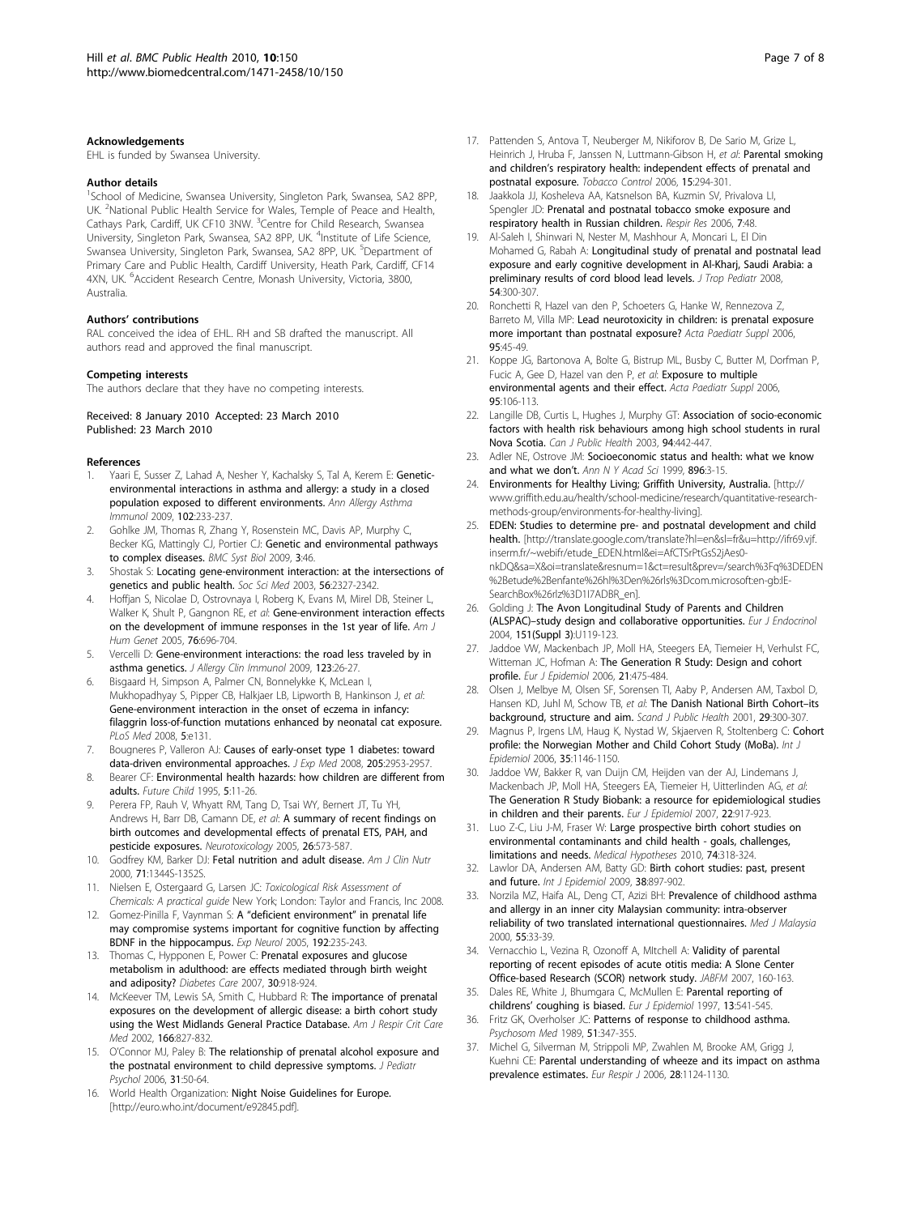### Acknowledgements

EHL is funded by Swansea University.

### Author details

[1]School of Medicine, Swansea University, Singleton Park, Swansea, SA2 8PP, UK. [2]National Public Health Service for Wales, Temple of Peace and Health, Cathays Park, Cardiff, UK CF10 3NW. [3]Centre for Child Research, Swansea University, Singleton Park, Swansea, SA2 8PP, UK. [4]Institute of Life Science, Swansea University, Singleton Park, Swansea, SA2 8PP, UK. [5]Department of Primary Care and Public Health, Cardiff University, Heath Park, Cardiff, CF14 4XN, UK. [6]Accident Research Centre, Monash University, Victoria, 3800, Australia.

### Authors' contributions

RAL conceived the idea of EHL. RH and SB drafted the manuscript. All authors read and approved the final manuscript.

### Competing interests

The authors declare that they have no competing interests.

Received: 8 January 2010 Accepted: 23 March 2010
Published: 23 March 2010

### References

1. Yaari E, Susser Z, Lahad A, Nesher Y, Kachalsky S, Tal A, Kerem E: **Genetic-environmental interactions in asthma and allergy: a study in a closed population exposed to different environments.** *Ann Allergy Asthma Immunol* 2009, **102**:233-237.
2. Gohlke JM, Thomas R, Zhang Y, Rosenstein MC, Davis AP, Murphy C, Becker KG, Mattingly CJ, Portier CJ: **Genetic and environmental pathways to complex diseases.** *BMC Syst Biol* 2009, **3**:46.
3. Shostak S: **Locating gene-environment interaction: at the intersections of genetics and public health.** *Soc Sci Med* 2003, **56**:2327-2342.
4. Hoffjan S, Nicolae D, Ostrovnaya I, Roberg K, Evans M, Mirel DB, Steiner L, Walker K, Shult P, Gangnon RE, *et al*: **Gene-environment interaction effects on the development of immune responses in the 1st year of life.** *Am J Hum Genet* 2005, **76**:696-704.
5. Vercelli D: **Gene-environment interactions: the road less traveled by in asthma genetics.** *J Allergy Clin Immunol* 2009, **123**:26-27.
6. Bisgaard H, Simpson A, Palmer CN, Bonnelykke K, McLean I, Mukhopadhyay S, Pipper CB, Halkjaer LB, Lipworth B, Hankinson J, *et al*: **Gene-environment interaction in the onset of eczema in infancy: filaggrin loss-of-function mutations enhanced by neonatal cat exposure.** *PLoS Med* 2008, **5**:e131.
7. Bougneres P, Valleron AJ: **Causes of early-onset type 1 diabetes: toward data-driven environmental approaches.** *J Exp Med* 2008, **205**:2953-2957.
8. Bearer CF: **Environmental health hazards: how children are different from adults.** *Future Child* 1995, **5**:11-26.
9. Perera FP, Rauh V, Whyatt RM, Tang D, Tsai WY, Bernert JT, Tu YH, Andrews H, Barr DB, Camann DE, *et al*: **A summary of recent findings on birth outcomes and developmental effects of prenatal ETS, PAH, and pesticide exposures.** *Neurotoxicology* 2005, **26**:573-587.
10. Godfrey KM, Barker DJ: **Fetal nutrition and adult disease.** *Am J Clin Nutr* 2000, **71**:1344S-1352S.
11. Nielsen E, Ostergaard G, Larsen JC: *Toxicological Risk Assessment of Chemicals: A practical guide* New York; London: Taylor and Francis, Inc 2008.
12. Gomez-Pinilla F, Vaynman S: **A "deficient environment" in prenatal life may compromise systems important for cognitive function by affecting BDNF in the hippocampus.** *Exp Neurol* 2005, **192**:235-243.
13. Thomas C, Hypponen E, Power C: **Prenatal exposures and glucose metabolism in adulthood: are effects mediated through birth weight and adiposity?** *Diabetes Care* 2007, **30**:918-924.
14. McKeever TM, Lewis SA, Smith C, Hubbard R: **The importance of prenatal exposures on the development of allergic disease: a birth cohort study using the West Midlands General Practice Database.** *Am J Respir Crit Care Med* 2002, **166**:827-832.
15. O'Connor MJ, Paley B: **The relationship of prenatal alcohol exposure and the postnatal environment to child depressive symptoms.** *J Pediatr Psychol* 2006, **31**:50-64.
16. World Health Organization: **Night Noise Guidelines for Europe.** [http://euro.who.int/document/e92845.pdf].
17. Pattenden S, Antova T, Neuberger M, Nikiforov B, De Sario M, Grize L, Heinrich J, Hruba F, Janssen N, Luttmann-Gibson H, *et al*: **Parental smoking and children's respiratory health: independent effects of prenatal and postnatal exposure.** *Tobacco Control* 2006, **15**:294-301.
18. Jaakkola JJ, Kosheleva AA, Katsnelson BA, Kuzmin SV, Privalova LI, Spengler JD: **Prenatal and postnatal tobacco smoke exposure and respiratory health in Russian children.** *Respir Res* 2006, **7**:48.
19. Al-Saleh I, Shinwari N, Nester M, Mashhour A, Moncari L, El Din Mohamed G, Rabah A: **Longitudinal study of prenatal and postnatal lead exposure and early cognitive development in Al-Kharj, Saudi Arabia: a preliminary results of cord blood lead levels.** *J Trop Pediatr* 2008, **54**:300-307.
20. Ronchetti R, Hazel van den P, Schoeters G, Hanke W, Rennezova Z, Barreto M, Villa MP: **Lead neurotoxicity in children: is prenatal exposure more important than postnatal exposure?** *Acta Paediatr Suppl* 2006, **95**:45-49.
21. Koppe JG, Bartonova A, Bolte G, Bistrup ML, Busby C, Butter M, Dorfman P, Fucic A, Gee D, Hazel van den P, *et al*: **Exposure to multiple environmental agents and their effect.** *Acta Paediatr Suppl* 2006, **95**:106-113.
22. Langille DB, Curtis L, Hughes J, Murphy GT: **Association of socio-economic factors with health risk behaviours among high school students in rural Nova Scotia.** *Can J Public Health* 2003, **94**:442-447.
23. Adler NE, Ostrove JM: **Socioeconomic status and health: what we know and what we don't.** *Ann N Y Acad Sci* 1999, **896**:3-15.
24. **Environments for Healthy Living; Griffith University, Australia.** [http://www.griffith.edu.au/health/school-medicine/research/quantitative-research-methods-group/environments-for-healthy-living].
25. **EDEN: Studies to determine pre- and postnatal development and child health.** [http://translate.google.com/translate?hl=en&sl=fr&u=http://ifr69.vjf.inserm.fr/~webifr/etude_EDEN.html&ei=AfCTSrPtGsS2jAes0-nkDQ&sa=X&oi=translate&resnum=1&ct=result&prev=/search%3Fq%3DEDEN%2Betude%2Benfante%26hl%3Den%26rls%3Dcom.microsoft:en-gb:IE-SearchBox%26rlz%3D1I7ADBR_en].
26. Golding J: **The Avon Longitudinal Study of Parents and Children (ALSPAC)–study design and collaborative opportunities.** *Eur J Endocrinol* 2004, **151(Suppl 3)**:U119-123.
27. Jaddoe VW, Mackenbach JP, Moll HA, Steegers EA, Tiemeier H, Verhulst FC, Witteman JC, Hofman A: **The Generation R Study: Design and cohort profile.** *Eur J Epidemiol* 2006, **21**:475-484.
28. Olsen J, Melbye M, Olsen SF, Sorensen TI, Aaby P, Andersen AM, Taxbol D, Hansen KD, Juhl M, Schow TB, *et al*: **The Danish National Birth Cohort–its background, structure and aim.** *Scand J Public Health* 2001, **29**:300-307.
29. Magnus P, Irgens LM, Haug K, Nystad W, Skjaerven R, Stoltenberg C: **Cohort profile: the Norwegian Mother and Child Cohort Study (MoBa).** *Int J Epidemiol* 2006, **35**:1146-1150.
30. Jaddoe VW, Bakker R, van Duijn CM, Heijden van der AJ, Lindemans J, Mackenbach JP, Moll HA, Steegers EA, Tiemeier H, Uitterlinden AG, *et al*: **The Generation R Study Biobank: a resource for epidemiological studies in children and their parents.** *Eur J Epidemiol* 2007, **22**:917-923.
31. Luo Z-C, Liu J-M, Fraser W: **Large prospective birth cohort studies on environmental contaminants and child health - goals, challenges, limitations and needs.** *Medical Hypotheses* 2010, **74**:318-324.
32. Lawlor DA, Andersen AM, Batty GD: **Birth cohort studies: past, present and future.** *Int J Epidemiol* 2009, **38**:897-902.
33. Norzila MZ, Haifa AL, Deng CT, Azizi BH: **Prevalence of childhood asthma and allergy in an inner city Malaysian community: intra-observer reliability of two translated international questionnaires.** *Med J Malaysia* 2000, **55**:33-39.
34. Vernacchio L, Vezina R, Ozonoff A, MItchell A: **Validity of parental reporting of recent episodes of acute otitis media: A Slone Center Office-based Research (SCOR) network study.** *JABFM* 2007, 160-163.
35. Dales RE, White J, Bhumgara C, McMullen E: **Parental reporting of childrens' coughing is biased.** *Eur J Epidemiol* 1997, **13**:541-545.
36. Fritz GK, Overholser JC: **Patterns of response to childhood asthma.** *Psychosom Med* 1989, **51**:347-355.
37. Michel G, Silverman M, Strippoli MP, Zwahlen M, Brooke AM, Grigg J, Kuehni CE: **Parental understanding of wheeze and its impact on asthma prevalence estimates.** *Eur Respir J* 2006, **28**:1124-1130.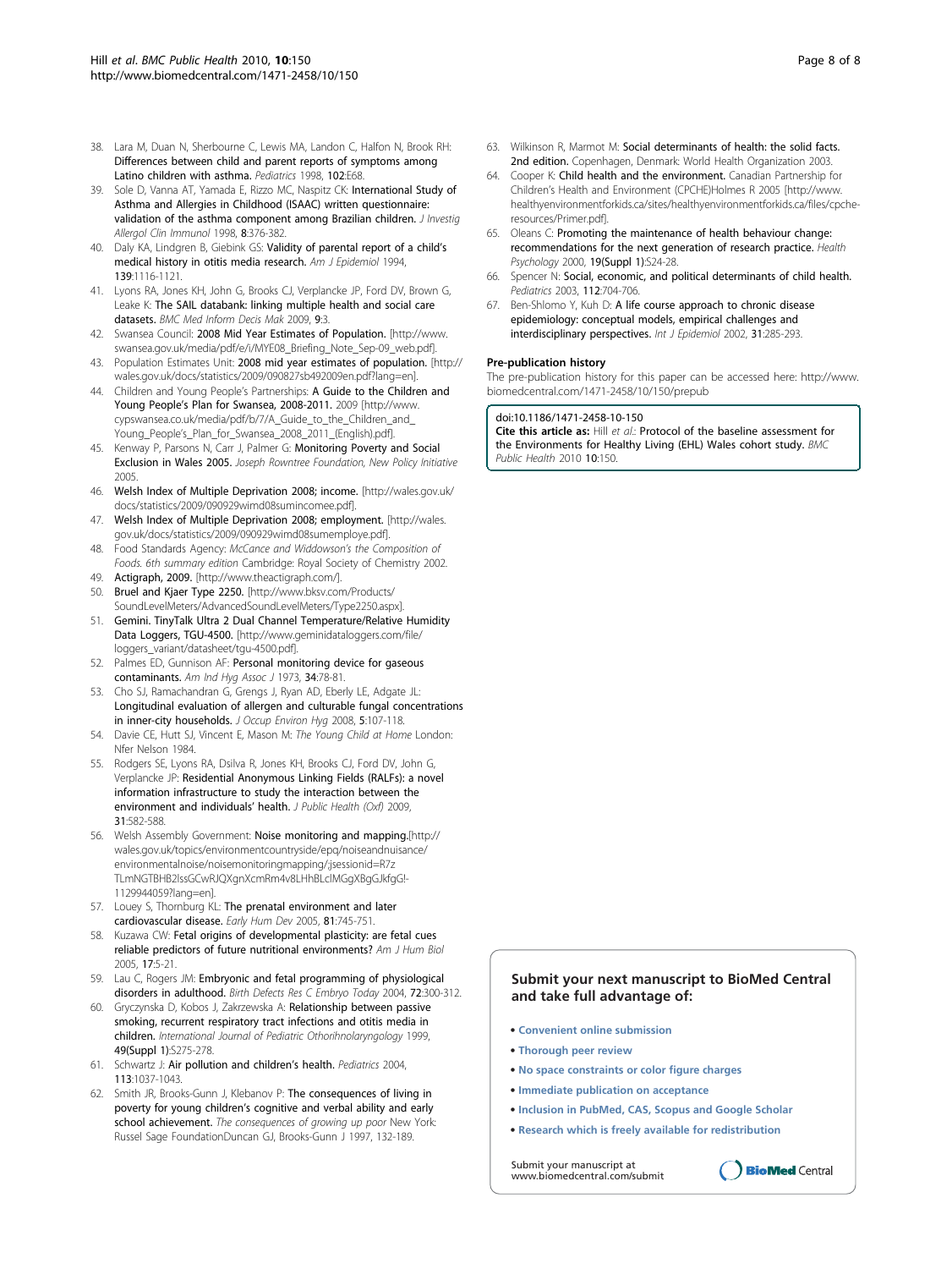38. Lara M, Duan N, Sherbourne C, Lewis MA, Landon C, Halfon N, Brook RH: **Differences between child and parent reports of symptoms among Latino children with asthma.** *Pediatrics* 1998, **102**:E68.
39. Sole D, Vanna AT, Yamada E, Rizzo MC, Naspitz CK: **International Study of Asthma and Allergies in Childhood (ISAAC) written questionnaire: validation of the asthma component among Brazilian children.** *J Investig Allergol Clin Immunol* 1998, **8**:376-382.
40. Daly KA, Lindgren B, Giebink GS: **Validity of parental report of a child's medical history in otitis media research.** *Am J Epidemiol* 1994, **139**:1116-1121.
41. Lyons RA, Jones KH, John G, Brooks CJ, Verplancke JP, Ford DV, Brown G, Leake K: **The SAIL databank: linking multiple health and social care datasets.** *BMC Med Inform Decis Mak* 2009, **9**:3.
42. Swansea Council: **2008 Mid Year Estimates of Population.** [http://www.swansea.gov.uk/media/pdf/e/i/MYE08_Briefing_Note_Sep-09_web.pdf].
43. Population Estimates Unit: **2008 mid year estimates of population.** [http://wales.gov.uk/docs/statistics/2009/090827sb492009en.pdf?lang=en].
44. Children and Young People's Partnerships: **A Guide to the Children and Young People's Plan for Swansea, 2008-2011.** 2009 [http://www.cypswansea.co.uk/media/pdf/b/7/A_Guide_to_the_Children_and_Young_People's_Plan_for_Swansea_2008_2011_(English).pdf].
45. Kenway P, Parsons N, Carr J, Palmer G: **Monitoring Poverty and Social Exclusion in Wales 2005.** *Joseph Rowntree Foundation, New Policy Initiative* 2005.
46. **Welsh Index of Multiple Deprivation 2008; income.** [http://wales.gov.uk/docs/statistics/2009/090929wimd08sumincomee.pdf].
47. **Welsh Index of Multiple Deprivation 2008; employment.** [http://wales.gov.uk/docs/statistics/2009/090929wimd08sumemploye.pdf].
48. Food Standards Agency: *McCance and Widdowson's the Composition of Foods. 6th summary edition* Cambridge: Royal Society of Chemistry 2002.
49. **Actigraph, 2009.** [http://www.theactigraph.com/].
50. **Bruel and Kjaer Type 2250.** [http://www.bksv.com/Products/SoundLevelMeters/AdvancedSoundLevelMeters/Type2250.aspx].
51. **Gemini. TinyTalk Ultra 2 Dual Channel Temperature/Relative Humidity Data Loggers, TGU-4500.** [http://www.geminidataloggers.com/file/loggers_variant/datasheet/tgu-4500.pdf].
52. Palmes ED, Gunnison AF: **Personal monitoring device for gaseous contaminants.** *Am Ind Hyg Assoc J* 1973, **34**:78-81.
53. Cho SJ, Ramachandran G, Grengs J, Ryan AD, Eberly LE, Adgate JL: **Longitudinal evaluation of allergen and culturable fungal concentrations in inner-city households.** *J Occup Environ Hyg* 2008, **5**:107-118.
54. Davie CE, Hutt SJ, Vincent E, Mason M: *The Young Child at Home* London: Nfer Nelson 1984.
55. Rodgers SE, Lyons RA, Dsilva R, Jones KH, Brooks CJ, Ford DV, John G, Verplancke JP: **Residential Anonymous Linking Fields (RALFs): a novel information infrastructure to study the interaction between the environment and individuals' health.** *J Public Health (Oxf)* 2009, **31**:582-588.
56. Welsh Assembly Government: **Noise monitoring and mapping.**[http://wales.gov.uk/topics/environmentcountryside/epq/noiseandnuisance/environmentalnoise/noisemonitoringmapping/;jsessionid=R7zTLmNGTBHB2lssGCwRJQXgnXcmRm4v8LHhBLclMGgXBgGJkfgG!-1129944059?lang=en].
57. Louey S, Thornburg KL: **The prenatal environment and later cardiovascular disease.** *Early Hum Dev* 2005, **81**:745-751.
58. Kuzawa CW: **Fetal origins of developmental plasticity: are fetal cues reliable predictors of future nutritional environments?** *Am J Hum Biol* 2005, **17**:5-21.
59. Lau C, Rogers JM: **Embryonic and fetal programming of physiological disorders in adulthood.** *Birth Defects Res C Embryo Today* 2004, **72**:300-312.
60. Gryczynska D, Kobos J, Zakrzewska A: **Relationship between passive smoking, recurrent respiratory tract infections and otitis media in children.** *International Journal of Pediatric Othorihnolaryngology* 1999, **49(Suppl 1)**:S275-278.
61. Schwartz J: **Air pollution and children's health.** *Pediatrics* 2004, **113**:1037-1043.
62. Smith JR, Brooks-Gunn J, Klebanov P: **The consequences of living in poverty for young children's cognitive and verbal ability and early school achievement.** *The consequences of growing up poor* New York: Russel Sage FoundationDuncan GJ, Brooks-Gunn J 1997, 132-189.
63. Wilkinson R, Marmot M: **Social determinants of health: the solid facts. 2nd edition.** Copenhagen, Denmark: World Health Organization 2003.
64. Cooper K: **Child health and the environment.** Canadian Partnership for Children's Health and Environment (CPCHE)Holmes R 2005 [http://www.healthyenvironmentforkids.ca/sites/healthyenvironmentforkids.ca/files/cpche-resources/Primer.pdf].
65. Oleans C: **Promoting the maintenance of health behaviour change: recommendations for the next generation of research practice.** *Health Psychology* 2000, **19(Suppl 1)**:S24-28.
66. Spencer N: **Social, economic, and political determinants of child health.** *Pediatrics* 2003, **112**:704-706.
67. Ben-Shlomo Y, Kuh D: **A life course approach to chronic disease epidemiology: conceptual models, empirical challenges and interdisciplinary perspectives.** *Int J Epidemiol* 2002, **31**:285-293.

### Pre-publication history

The pre-publication history for this paper can be accessed here: http://www.biomedcentral.com/1471-2458/10/150/prepub

doi:10.1186/1471-2458-10-150

**Cite this article as:** Hill *et al.*: Protocol of the baseline assessment for the Environments for Healthy Living (EHL) Wales cohort study. *BMC Public Health* 2010 **10**:150.

**Submit your next manuscript to BioMed Central and take full advantage of:**

- Convenient online submission
- Thorough peer review
- No space constraints or color figure charges
- Immediate publication on acceptance
- Inclusion in PubMed, CAS, Scopus and Google Scholar
- Research which is freely available for redistribution

Submit your manuscript at www.biomedcentral.com/submit

BioMed Central